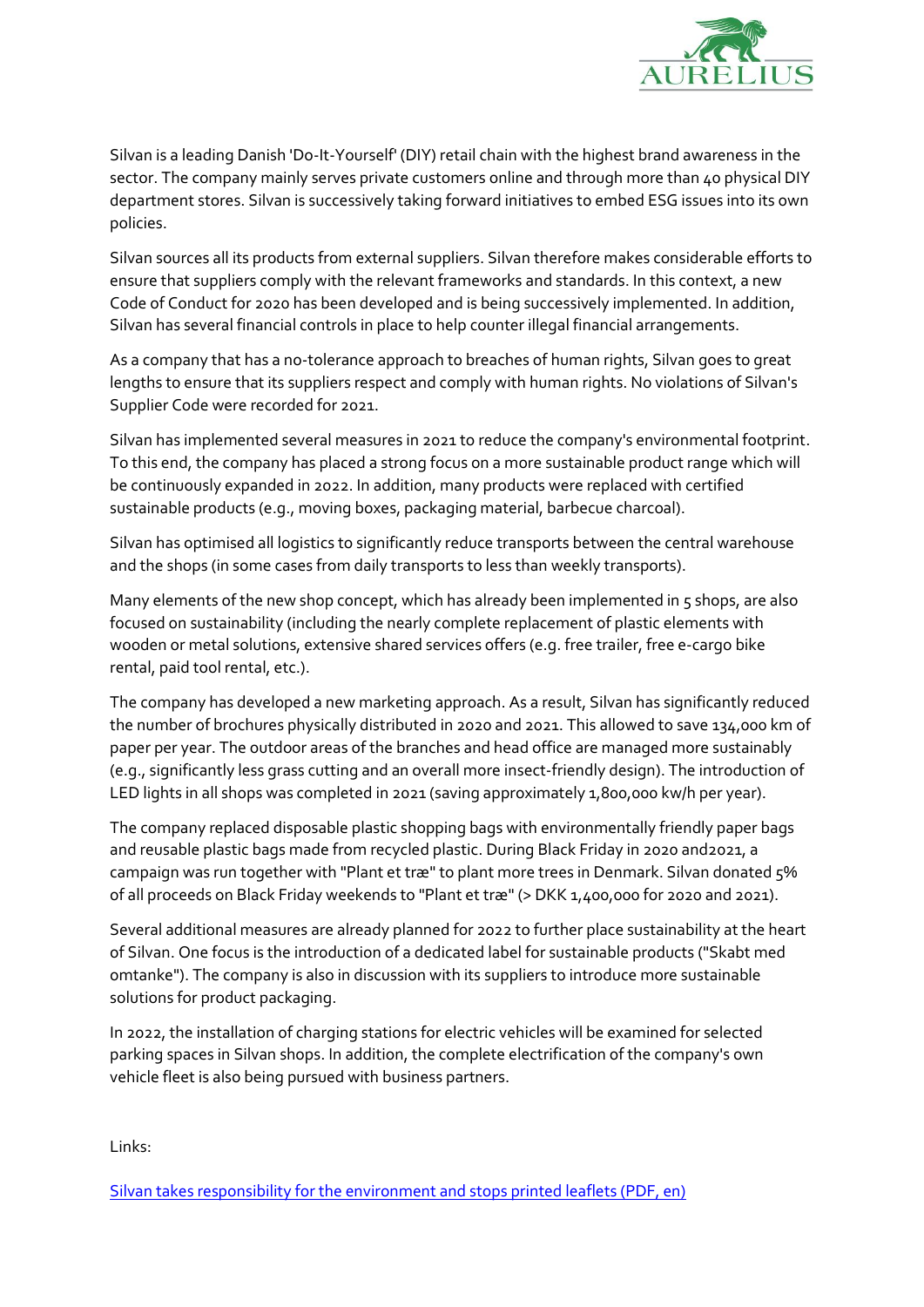Silvan is a leading Danish 'Do-It-Yourself' (DIY) retail chain with the highest brand awareness in the sector. The company mainly serves private customers online and through more than 40 physical DIY department stores. Silvan is successively taking forward initiatives to embed ESG issues into its own policies.

Silvan sources all its products from external suppliers. Silvan therefore makes considerable efforts to ensure that suppliers comply with the relevant frameworks and standards. In this context, a new Code of Conduct for 2020 has been developed and is being successively implemented. In addition, Silvan has several financial controls in place to help counter illegal financial arrangements.

As a company that has a no-tolerance approach to breaches of human rights, Silvan goes to great lengths to ensure that its suppliers respect and comply with human rights. No violations of Silvan's Supplier Code were recorded for 2021.

Silvan has implemented several measures in 2021 to reduce the company's environmental footprint. To this end, the company has placed a strong focus on a more sustainable product range which will be continuously expanded in 2022. In addition, many products were replaced with certified sustainable products (e.g., moving boxes, packaging material, barbecue charcoal).

Silvan has optimised all logistics to significantly reduce transports between the central warehouse and the shops (in some cases from daily transports to less than weekly transports).

Many elements of the new shop concept, which has already been implemented in 5 shops, are also focused on sustainability (including the nearly complete replacement of plastic elements with wooden or metal solutions, extensive shared services offers (e.g. free trailer, free e-cargo bike rental, paid tool rental, etc.).

The company has developed a new marketing approach. As a result, Silvan has significantly reduced the number of brochures physically distributed in 2020 and 2021. This allowed to save 134,000 km of paper per year. The outdoor areas of the branches and head office are managed more sustainably (e.g., significantly less grass cutting and an overall more insect-friendly design). The introduction of LED lights in all shops was completed in 2021 (saving approximately 1,800,000 kw/h per year).

The company replaced disposable plastic shopping bags with environmentally friendly paper bags and reusable plastic bags made from recycled plastic. During Black Friday in 2020 and2021, a campaign was run together with "Plant et træ" to plant more trees in Denmark. Silvan donated 5% of all proceeds on Black Friday weekends to "Plant et træ" (> DKK 1,400,000 for 2020 and 2021).

Several additional measures are already planned for 2022 to further place sustainability at the heart of Silvan. One focus is the introduction of a dedicated label for sustainable products ("Skabt med omtanke"). The company is also in discussion with its suppliers to introduce more sustainable solutions for product packaging.

In 2022, the installation of charging stations for electric vehicles will be examined for selected parking spaces in Silvan shops. In addition, the complete electrification of the company's own vehicle fleet is also being pursued with business partners.

Links:

Silvan takes responsibility for the environment and stops printed leaflets (PDF, en)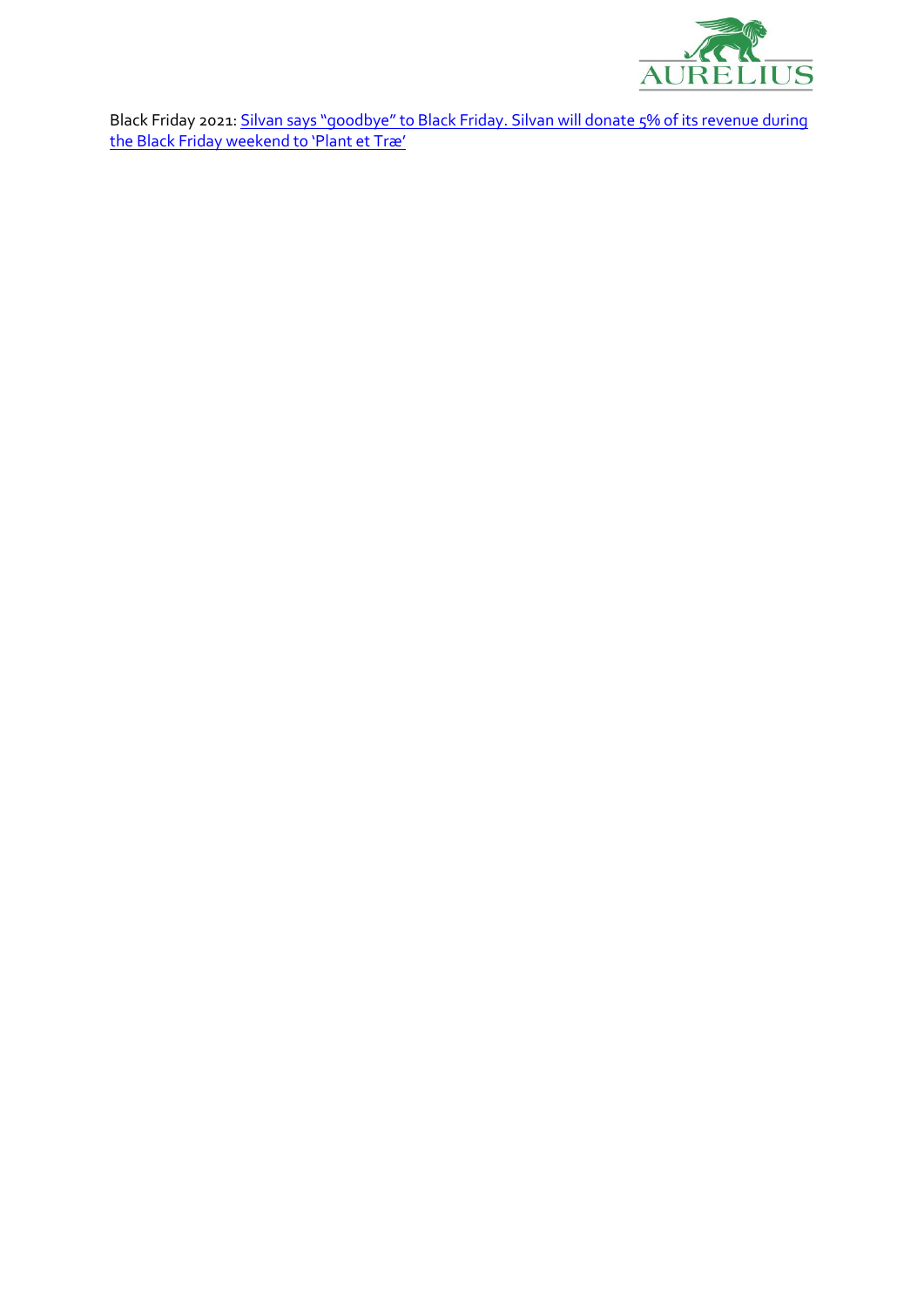Black Friday 2021: Silvan says "goodbye" to Black Friday. Silvan will donate 5% of its revenue during the Black Friday weekend to 'Plant et Træ'